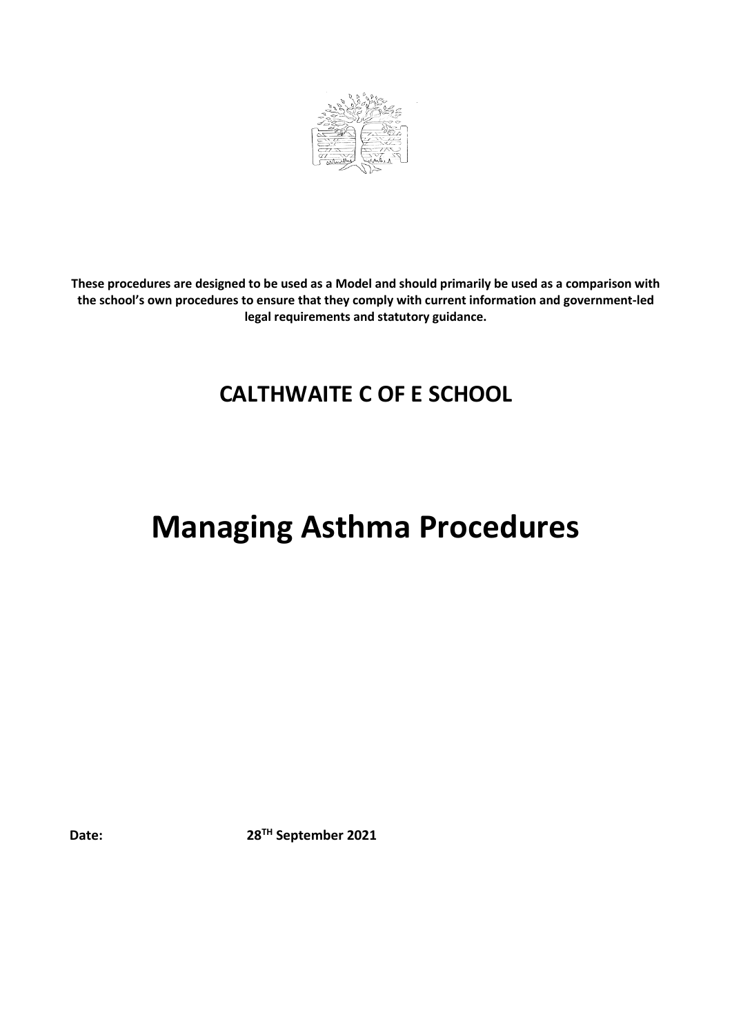**These procedures are designed to be used as a Model and should primarily be used as a comparison with the school's own procedures to ensure that they comply with current information and government-led legal requirements and statutory guidance.**

## CALTHWAITE C OF E SCHOOL

# Managing Asthma Procedures

**Date:** **28TH September 2021**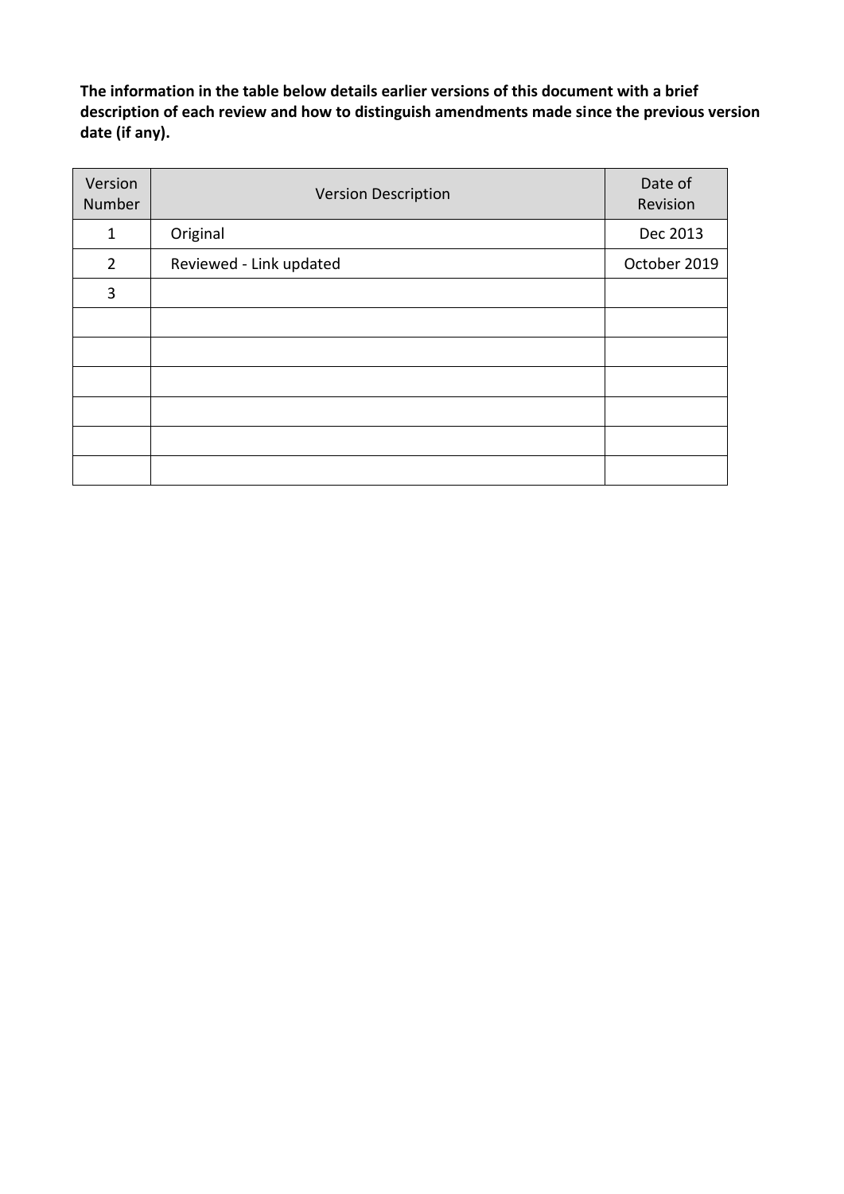**The information in the table below details earlier versions of this document with a brief description of each review and how to distinguish amendments made since the previous version date (if any).**

| Version Number | Version Description | Date of Revision |
| --- | --- | --- |
| 1 | Original | Dec 2013 |
| 2 | Reviewed - Link updated | October 2019 |
| 3 | | |
| | | |
| | | |
| | | |
| | | |
| | | |
| | | |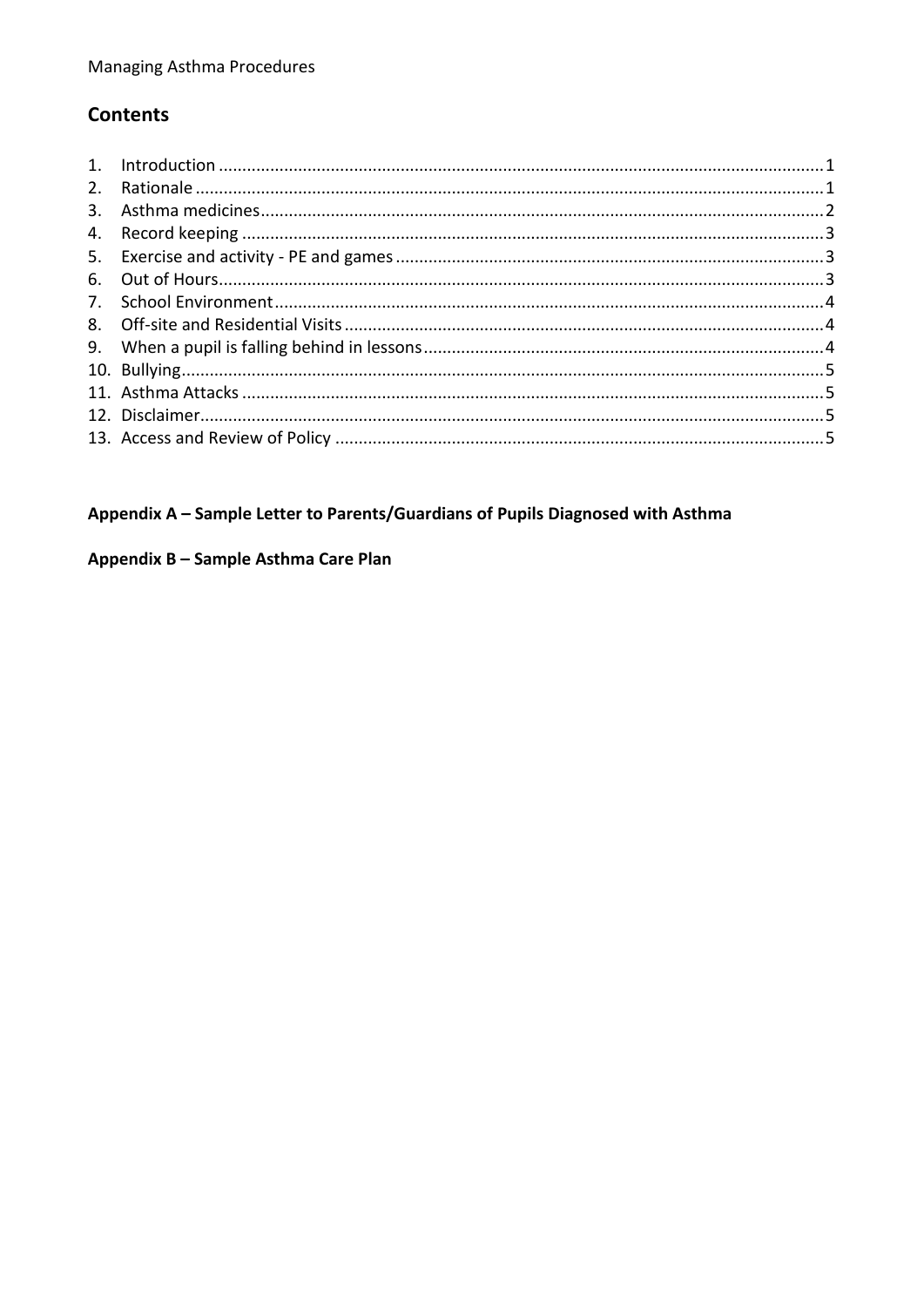## Contents

1. Introduction ........................................................................................................................ 1
2. Rationale ............................................................................................................................ 1
3. Asthma medicines ............................................................................................................... 2
4. Record keeping ................................................................................................................... 3
5. Exercise and activity - PE and games .................................................................................. 3
6. Out of Hours ........................................................................................................................ 3
7. School Environment ............................................................................................................ 4
8. Off-site and Residential Visits .............................................................................................. 4
9. When a pupil is falling behind in lessons ............................................................................. 4
10. Bullying ............................................................................................................................... 5
11. Asthma Attacks ................................................................................................................... 5
12. Disclaimer ........................................................................................................................... 5
13. Access and Review of Policy ............................................................................................... 5

**Appendix A – Sample Letter to Parents/Guardians of Pupils Diagnosed with Asthma**

**Appendix B – Sample Asthma Care Plan**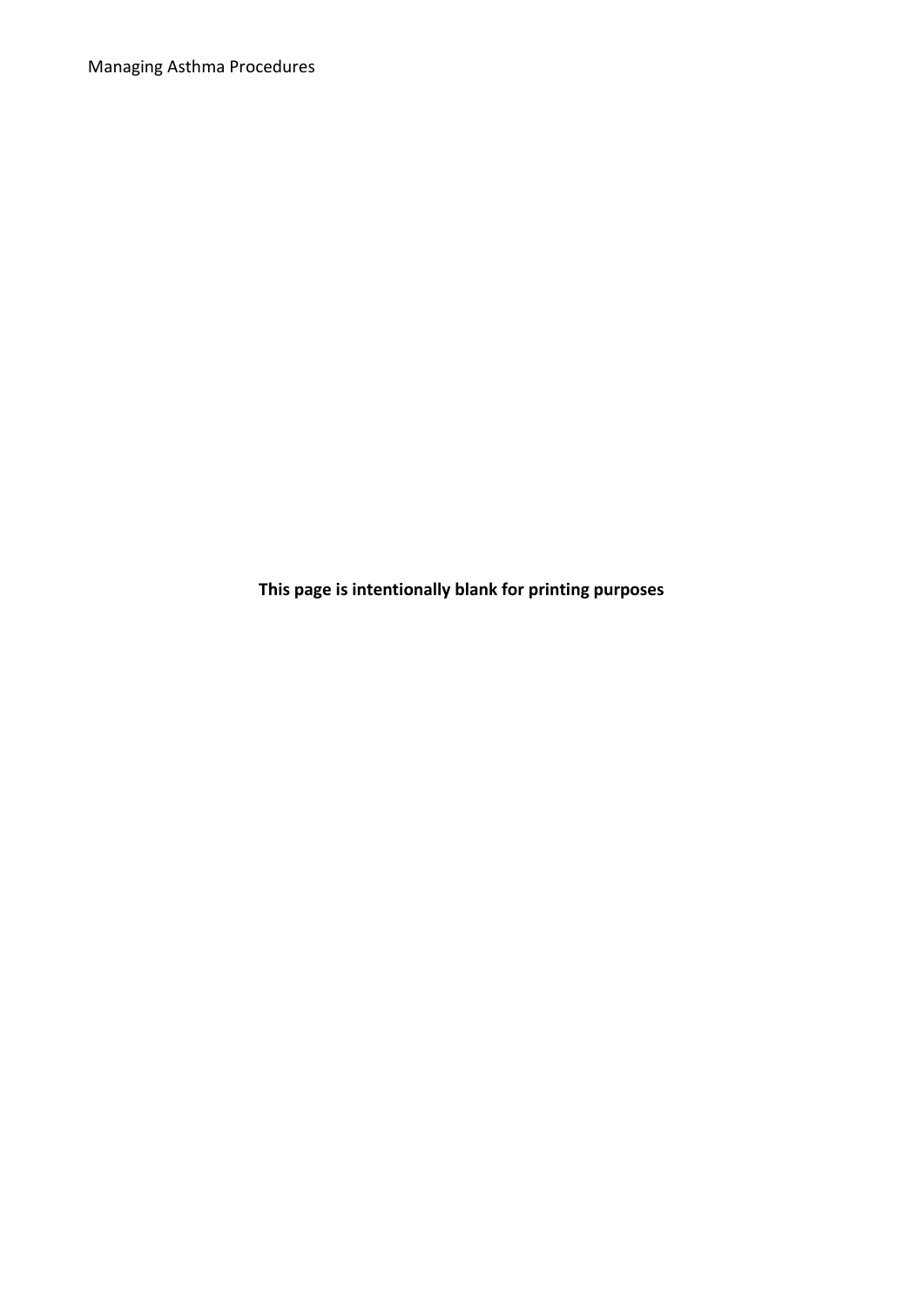**This page is intentionally blank for printing purposes**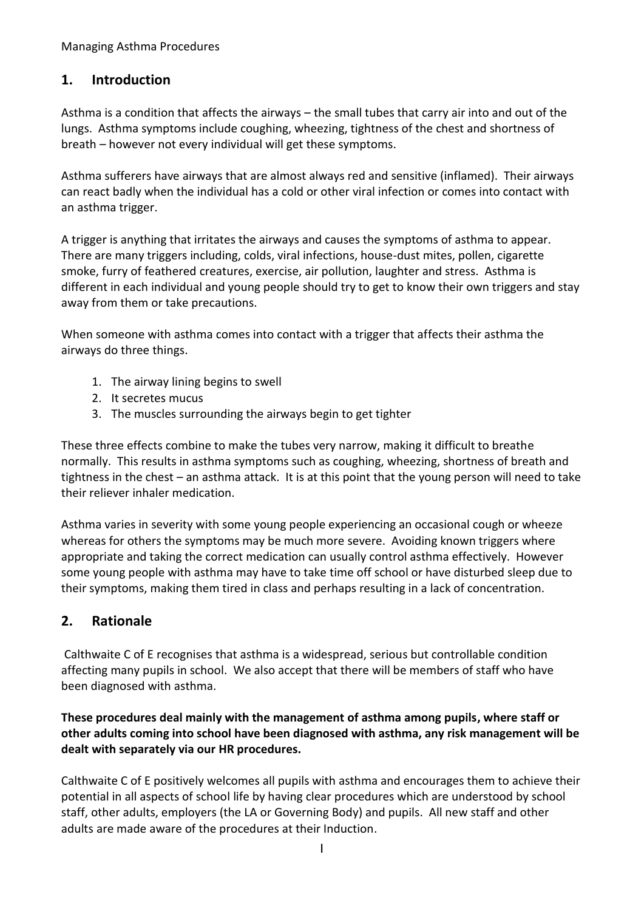## 1. Introduction

Asthma is a condition that affects the airways – the small tubes that carry air into and out of the lungs. Asthma symptoms include coughing, wheezing, tightness of the chest and shortness of breath – however not every individual will get these symptoms.

Asthma sufferers have airways that are almost always red and sensitive (inflamed). Their airways can react badly when the individual has a cold or other viral infection or comes into contact with an asthma trigger.

A trigger is anything that irritates the airways and causes the symptoms of asthma to appear. There are many triggers including, colds, viral infections, house-dust mites, pollen, cigarette smoke, furry of feathered creatures, exercise, air pollution, laughter and stress. Asthma is different in each individual and young people should try to get to know their own triggers and stay away from them or take precautions.

When someone with asthma comes into contact with a trigger that affects their asthma the airways do three things.

1. The airway lining begins to swell
2. It secretes mucus
3. The muscles surrounding the airways begin to get tighter

These three effects combine to make the tubes very narrow, making it difficult to breathe normally. This results in asthma symptoms such as coughing, wheezing, shortness of breath and tightness in the chest – an asthma attack. It is at this point that the young person will need to take their reliever inhaler medication.

Asthma varies in severity with some young people experiencing an occasional cough or wheeze whereas for others the symptoms may be much more severe. Avoiding known triggers where appropriate and taking the correct medication can usually control asthma effectively. However some young people with asthma may have to take time off school or have disturbed sleep due to their symptoms, making them tired in class and perhaps resulting in a lack of concentration.

## 2. Rationale

Calthwaite C of E recognises that asthma is a widespread, serious but controllable condition affecting many pupils in school. We also accept that there will be members of staff who have been diagnosed with asthma.

**These procedures deal mainly with the management of asthma among pupils, where staff or other adults coming into school have been diagnosed with asthma, any risk management will be dealt with separately via our HR procedures.**

Calthwaite C of E positively welcomes all pupils with asthma and encourages them to achieve their potential in all aspects of school life by having clear procedures which are understood by school staff, other adults, employers (the LA or Governing Body) and pupils. All new staff and other adults are made aware of the procedures at their Induction.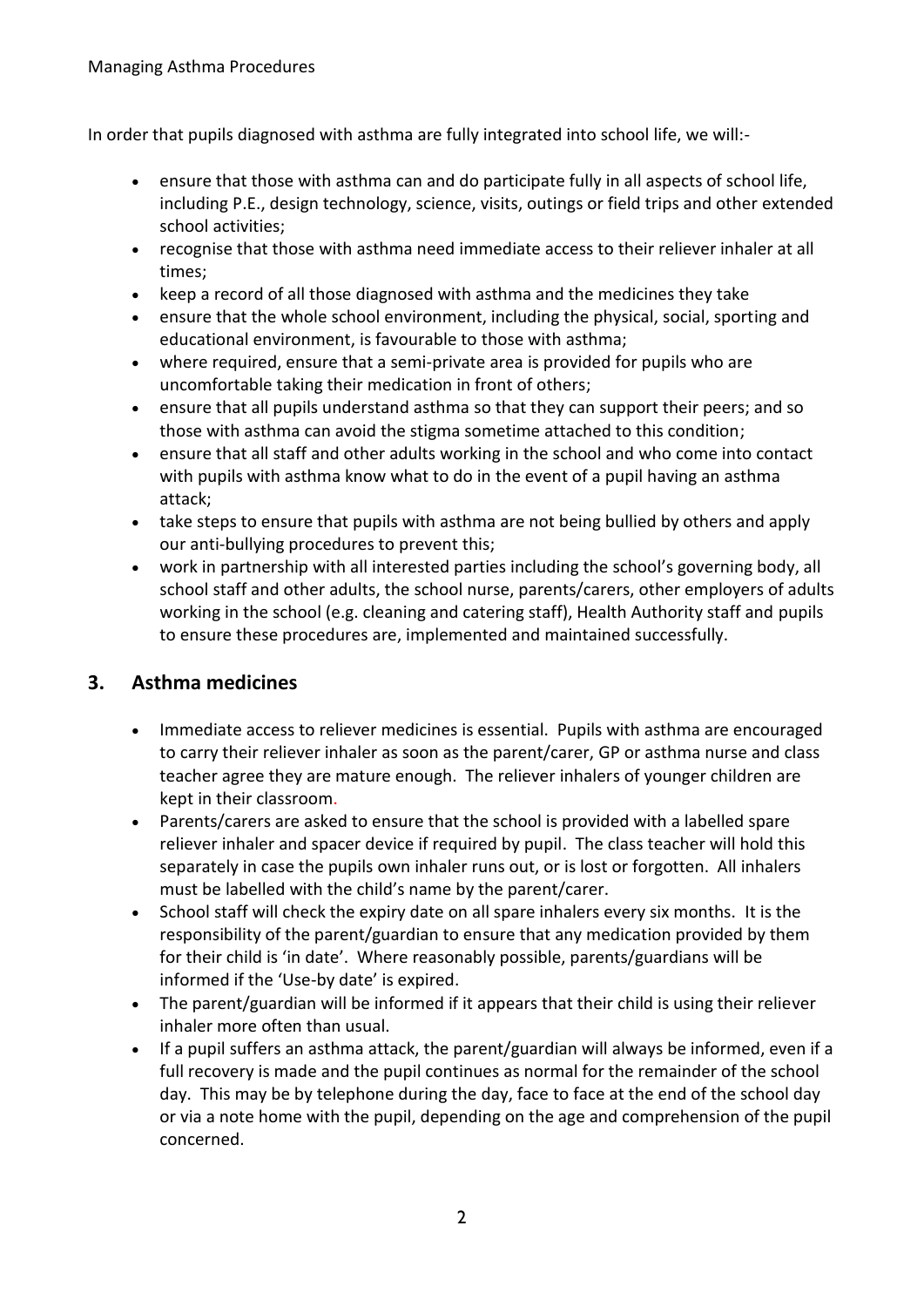In order that pupils diagnosed with asthma are fully integrated into school life, we will:-

- ensure that those with asthma can and do participate fully in all aspects of school life, including P.E., design technology, science, visits, outings or field trips and other extended school activities;
- recognise that those with asthma need immediate access to their reliever inhaler at all times;
- keep a record of all those diagnosed with asthma and the medicines they take
- ensure that the whole school environment, including the physical, social, sporting and educational environment, is favourable to those with asthma;
- where required, ensure that a semi-private area is provided for pupils who are uncomfortable taking their medication in front of others;
- ensure that all pupils understand asthma so that they can support their peers; and so those with asthma can avoid the stigma sometime attached to this condition;
- ensure that all staff and other adults working in the school and who come into contact with pupils with asthma know what to do in the event of a pupil having an asthma attack;
- take steps to ensure that pupils with asthma are not being bullied by others and apply our anti-bullying procedures to prevent this;
- work in partnership with all interested parties including the school's governing body, all school staff and other adults, the school nurse, parents/carers, other employers of adults working in the school (e.g. cleaning and catering staff), Health Authority staff and pupils to ensure these procedures are, implemented and maintained successfully.

## 3. Asthma medicines

- Immediate access to reliever medicines is essential. Pupils with asthma are encouraged to carry their reliever inhaler as soon as the parent/carer, GP or asthma nurse and class teacher agree they are mature enough. The reliever inhalers of younger children are kept in their classroom.
- Parents/carers are asked to ensure that the school is provided with a labelled spare reliever inhaler and spacer device if required by pupil. The class teacher will hold this separately in case the pupils own inhaler runs out, or is lost or forgotten. All inhalers must be labelled with the child's name by the parent/carer.
- School staff will check the expiry date on all spare inhalers every six months. It is the responsibility of the parent/guardian to ensure that any medication provided by them for their child is 'in date'. Where reasonably possible, parents/guardians will be informed if the 'Use-by date' is expired.
- The parent/guardian will be informed if it appears that their child is using their reliever inhaler more often than usual.
- If a pupil suffers an asthma attack, the parent/guardian will always be informed, even if a full recovery is made and the pupil continues as normal for the remainder of the school day. This may be by telephone during the day, face to face at the end of the school day or via a note home with the pupil, depending on the age and comprehension of the pupil concerned.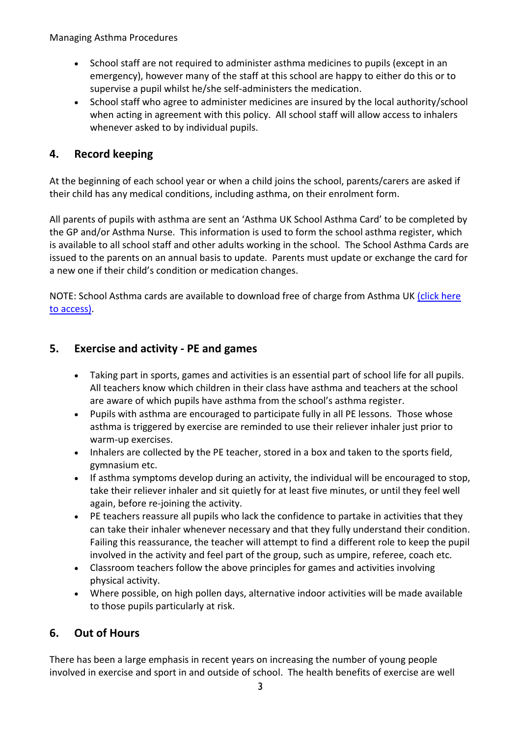- School staff are not required to administer asthma medicines to pupils (except in an emergency), however many of the staff at this school are happy to either do this or to supervise a pupil whilst he/she self-administers the medication.
- School staff who agree to administer medicines are insured by the local authority/school when acting in agreement with this policy. All school staff will allow access to inhalers whenever asked to by individual pupils.

## 4. Record keeping

At the beginning of each school year or when a child joins the school, parents/carers are asked if their child has any medical conditions, including asthma, on their enrolment form.

All parents of pupils with asthma are sent an 'Asthma UK School Asthma Card' to be completed by the GP and/or Asthma Nurse. This information is used to form the school asthma register, which is available to all school staff and other adults working in the school. The School Asthma Cards are issued to the parents on an annual basis to update. Parents must update or exchange the card for a new one if their child's condition or medication changes.

NOTE: School Asthma cards are available to download free of charge from Asthma UK (click here to access).

## 5. Exercise and activity - PE and games

- Taking part in sports, games and activities is an essential part of school life for all pupils. All teachers know which children in their class have asthma and teachers at the school are aware of which pupils have asthma from the school's asthma register.
- Pupils with asthma are encouraged to participate fully in all PE lessons. Those whose asthma is triggered by exercise are reminded to use their reliever inhaler just prior to warm-up exercises.
- Inhalers are collected by the PE teacher, stored in a box and taken to the sports field, gymnasium etc.
- If asthma symptoms develop during an activity, the individual will be encouraged to stop, take their reliever inhaler and sit quietly for at least five minutes, or until they feel well again, before re-joining the activity.
- PE teachers reassure all pupils who lack the confidence to partake in activities that they can take their inhaler whenever necessary and that they fully understand their condition. Failing this reassurance, the teacher will attempt to find a different role to keep the pupil involved in the activity and feel part of the group, such as umpire, referee, coach etc.
- Classroom teachers follow the above principles for games and activities involving physical activity.
- Where possible, on high pollen days, alternative indoor activities will be made available to those pupils particularly at risk.

## 6. Out of Hours

There has been a large emphasis in recent years on increasing the number of young people involved in exercise and sport in and outside of school. The health benefits of exercise are well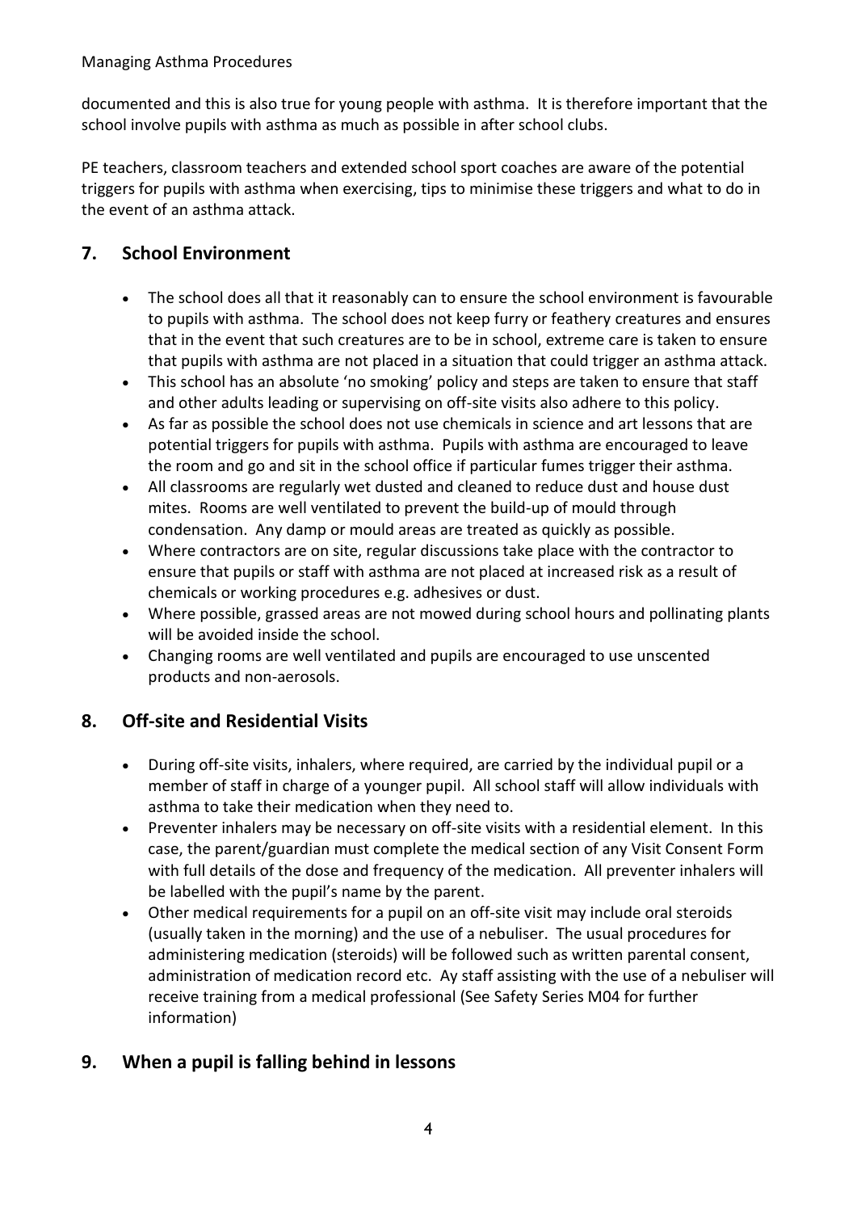documented and this is also true for young people with asthma. It is therefore important that the school involve pupils with asthma as much as possible in after school clubs.

PE teachers, classroom teachers and extended school sport coaches are aware of the potential triggers for pupils with asthma when exercising, tips to minimise these triggers and what to do in the event of an asthma attack.

## 7. School Environment

- The school does all that it reasonably can to ensure the school environment is favourable to pupils with asthma. The school does not keep furry or feathery creatures and ensures that in the event that such creatures are to be in school, extreme care is taken to ensure that pupils with asthma are not placed in a situation that could trigger an asthma attack.
- This school has an absolute 'no smoking' policy and steps are taken to ensure that staff and other adults leading or supervising on off-site visits also adhere to this policy.
- As far as possible the school does not use chemicals in science and art lessons that are potential triggers for pupils with asthma. Pupils with asthma are encouraged to leave the room and go and sit in the school office if particular fumes trigger their asthma.
- All classrooms are regularly wet dusted and cleaned to reduce dust and house dust mites. Rooms are well ventilated to prevent the build-up of mould through condensation. Any damp or mould areas are treated as quickly as possible.
- Where contractors are on site, regular discussions take place with the contractor to ensure that pupils or staff with asthma are not placed at increased risk as a result of chemicals or working procedures e.g. adhesives or dust.
- Where possible, grassed areas are not mowed during school hours and pollinating plants will be avoided inside the school.
- Changing rooms are well ventilated and pupils are encouraged to use unscented products and non-aerosols.

## 8. Off-site and Residential Visits

- During off-site visits, inhalers, where required, are carried by the individual pupil or a member of staff in charge of a younger pupil. All school staff will allow individuals with asthma to take their medication when they need to.
- Preventer inhalers may be necessary on off-site visits with a residential element. In this case, the parent/guardian must complete the medical section of any Visit Consent Form with full details of the dose and frequency of the medication. All preventer inhalers will be labelled with the pupil's name by the parent.
- Other medical requirements for a pupil on an off-site visit may include oral steroids (usually taken in the morning) and the use of a nebuliser. The usual procedures for administering medication (steroids) will be followed such as written parental consent, administration of medication record etc. Ay staff assisting with the use of a nebuliser will receive training from a medical professional (See Safety Series M04 for further information)

## 9. When a pupil is falling behind in lessons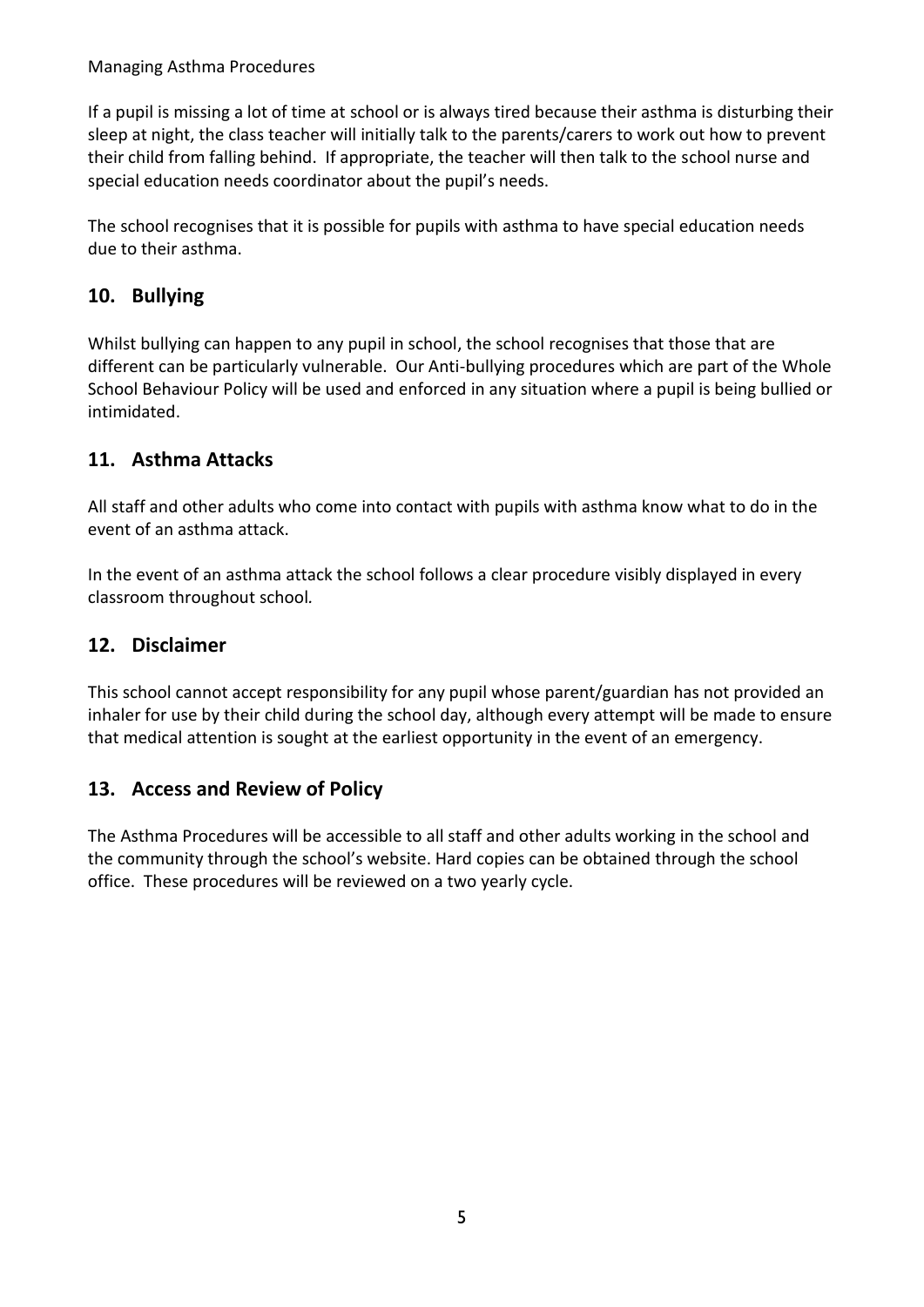If a pupil is missing a lot of time at school or is always tired because their asthma is disturbing their sleep at night, the class teacher will initially talk to the parents/carers to work out how to prevent their child from falling behind. If appropriate, the teacher will then talk to the school nurse and special education needs coordinator about the pupil's needs.

The school recognises that it is possible for pupils with asthma to have special education needs due to their asthma.

## 10. Bullying

Whilst bullying can happen to any pupil in school, the school recognises that those that are different can be particularly vulnerable. Our Anti-bullying procedures which are part of the Whole School Behaviour Policy will be used and enforced in any situation where a pupil is being bullied or intimidated.

## 11. Asthma Attacks

All staff and other adults who come into contact with pupils with asthma know what to do in the event of an asthma attack.

In the event of an asthma attack the school follows a clear procedure visibly displayed in every classroom throughout school*.*

## 12. Disclaimer

This school cannot accept responsibility for any pupil whose parent/guardian has not provided an inhaler for use by their child during the school day, although every attempt will be made to ensure that medical attention is sought at the earliest opportunity in the event of an emergency.

## 13. Access and Review of Policy

The Asthma Procedures will be accessible to all staff and other adults working in the school and the community through the school's website. Hard copies can be obtained through the school office. These procedures will be reviewed on a two yearly cycle.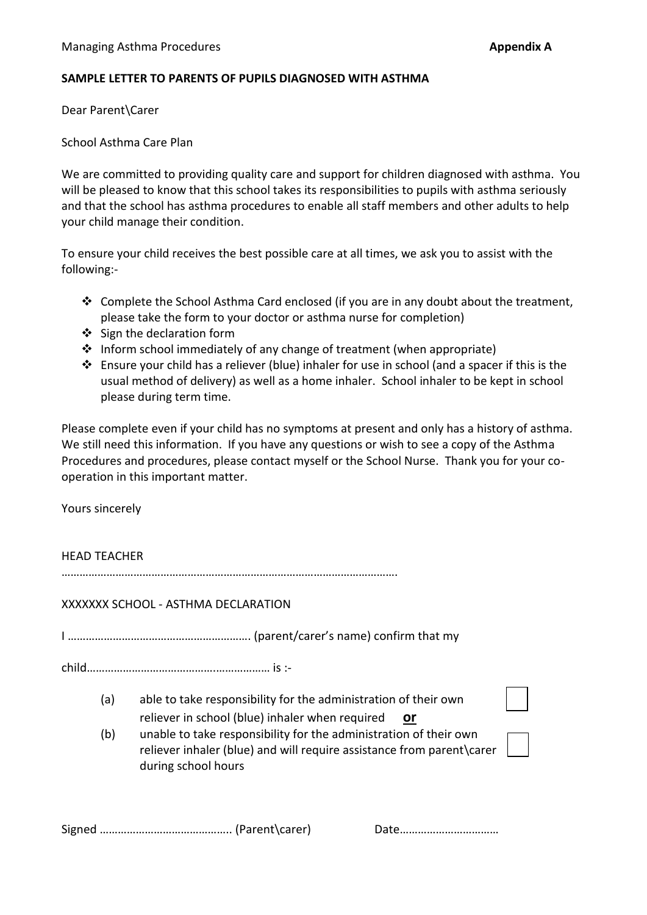Managing Asthma Procedures **Appendix A**

**SAMPLE LETTER TO PARENTS OF PUPILS DIAGNOSED WITH ASTHMA**

Dear Parent\Carer

School Asthma Care Plan

We are committed to providing quality care and support for children diagnosed with asthma. You will be pleased to know that this school takes its responsibilities to pupils with asthma seriously and that the school has asthma procedures to enable all staff members and other adults to help your child manage their condition.

To ensure your child receives the best possible care at all times, we ask you to assist with the following:-

- Complete the School Asthma Card enclosed (if you are in any doubt about the treatment, please take the form to your doctor or asthma nurse for completion)
- Sign the declaration form
- Inform school immediately of any change of treatment (when appropriate)
- Ensure your child has a reliever (blue) inhaler for use in school (and a spacer if this is the usual method of delivery) as well as a home inhaler. School inhaler to be kept in school please during term time.

Please complete even if your child has no symptoms at present and only has a history of asthma. We still need this information. If you have any questions or wish to see a copy of the Asthma Procedures and procedures, please contact myself or the School Nurse. Thank you for your co-operation in this important matter.

Yours sincerely

HEAD TEACHER

…………………………………………………………………………………………………

XXXXXXX SCHOOL - ASTHMA DECLARATION

I …………………………………………………. (parent/carer's name) confirm that my

child………………………………………………… is :-

(a) able to take responsibility for the administration of their own reliever in school (blue) inhaler when required **or** ☐

(b) unable to take responsibility for the administration of their own reliever inhaler (blue) and will require assistance from parent\carer during school hours ☐

Signed …………………………………. (Parent\carer) Date……………………………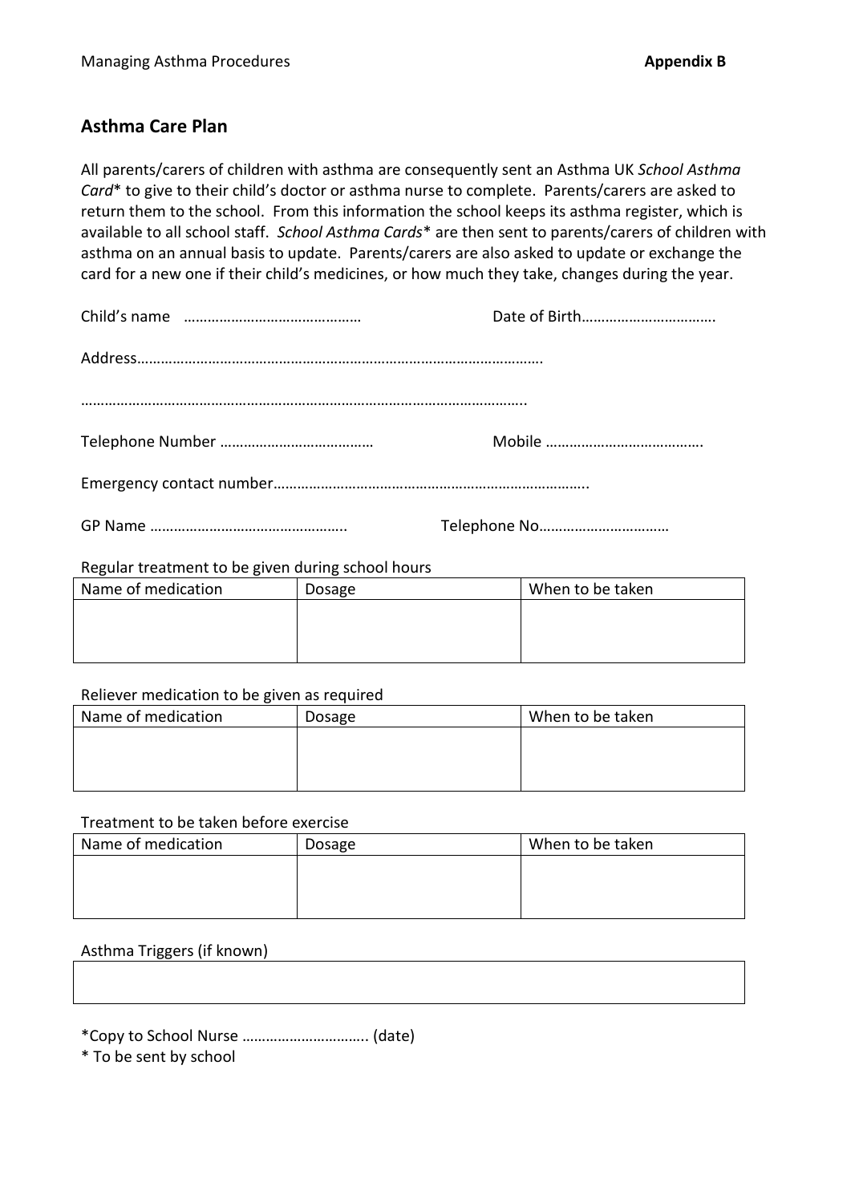Appendix B

## Asthma Care Plan

All parents/carers of children with asthma are consequently sent an Asthma UK *School Asthma Card** to give to their child's doctor or asthma nurse to complete. Parents/carers are asked to return them to the school. From this information the school keeps its asthma register, which is available to all school staff. *School Asthma Cards** are then sent to parents/carers of children with asthma on an annual basis to update. Parents/carers are also asked to update or exchange the card for a new one if their child's medicines, or how much they take, changes during the year.

Child's name ……………………………………… Date of Birth…………………………….

Address………………………………………………………………………………………….

…………………………………………………………………………………………………..

Telephone Number ………………………………… Mobile ………………………………….

Emergency contact number……………………………………………………………………..

GP Name ………………………………………….. Telephone No……………………………

Regular treatment to be given during school hours

| Name of medication | Dosage | When to be taken |
| --- | --- | --- |
| | | |

Reliever medication to be given as required

| Name of medication | Dosage | When to be taken |
| --- | --- | --- |
| | | |

Treatment to be taken before exercise

| Name of medication | Dosage | When to be taken |
| --- | --- | --- |
| | | |

Asthma Triggers (if known)

| |
| --- |
| |

*Copy to School Nurse ………………………….. (date)

* To be sent by school